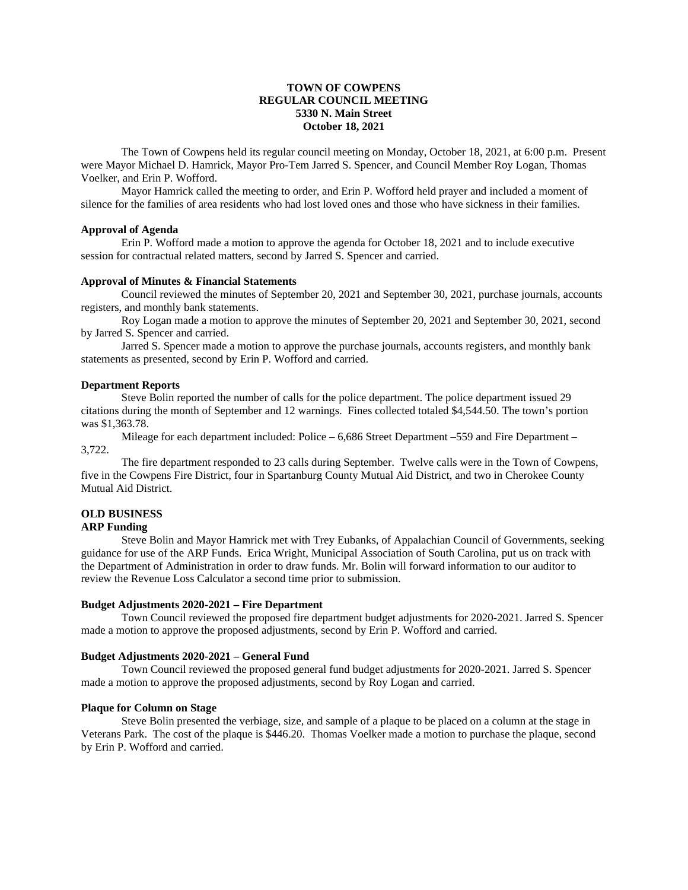**TOWN OF COWPENS**
**REGULAR COUNCIL MEETING**
**5330 N. Main Street**
**October 18, 2021**

The Town of Cowpens held its regular council meeting on Monday, October 18, 2021, at 6:00 p.m. Present were Mayor Michael D. Hamrick, Mayor Pro-Tem Jarred S. Spencer, and Council Member Roy Logan, Thomas Voelker, and Erin P. Wofford.

Mayor Hamrick called the meeting to order, and Erin P. Wofford held prayer and included a moment of silence for the families of area residents who had lost loved ones and those who have sickness in their families.

**Approval of Agenda**

Erin P. Wofford made a motion to approve the agenda for October 18, 2021 and to include executive session for contractual related matters, second by Jarred S. Spencer and carried.

**Approval of Minutes & Financial Statements**

Council reviewed the minutes of September 20, 2021 and September 30, 2021, purchase journals, accounts registers, and monthly bank statements.

Roy Logan made a motion to approve the minutes of September 20, 2021 and September 30, 2021, second by Jarred S. Spencer and carried.

Jarred S. Spencer made a motion to approve the purchase journals, accounts registers, and monthly bank statements as presented, second by Erin P. Wofford and carried.

**Department Reports**

Steve Bolin reported the number of calls for the police department. The police department issued 29 citations during the month of September and 12 warnings. Fines collected totaled $4,544.50. The town's portion was $1,363.78.

Mileage for each department included: Police – 6,686 Street Department –559 and Fire Department – 3,722.

The fire department responded to 23 calls during September. Twelve calls were in the Town of Cowpens, five in the Cowpens Fire District, four in Spartanburg County Mutual Aid District, and two in Cherokee County Mutual Aid District.

**OLD BUSINESS**

**ARP Funding**

Steve Bolin and Mayor Hamrick met with Trey Eubanks, of Appalachian Council of Governments, seeking guidance for use of the ARP Funds. Erica Wright, Municipal Association of South Carolina, put us on track with the Department of Administration in order to draw funds. Mr. Bolin will forward information to our auditor to review the Revenue Loss Calculator a second time prior to submission.

**Budget Adjustments 2020-2021 – Fire Department**

Town Council reviewed the proposed fire department budget adjustments for 2020-2021. Jarred S. Spencer made a motion to approve the proposed adjustments, second by Erin P. Wofford and carried.

**Budget Adjustments 2020-2021 – General Fund**

Town Council reviewed the proposed general fund budget adjustments for 2020-2021. Jarred S. Spencer made a motion to approve the proposed adjustments, second by Roy Logan and carried.

**Plaque for Column on Stage**

Steve Bolin presented the verbiage, size, and sample of a plaque to be placed on a column at the stage in Veterans Park. The cost of the plaque is $446.20. Thomas Voelker made a motion to purchase the plaque, second by Erin P. Wofford and carried.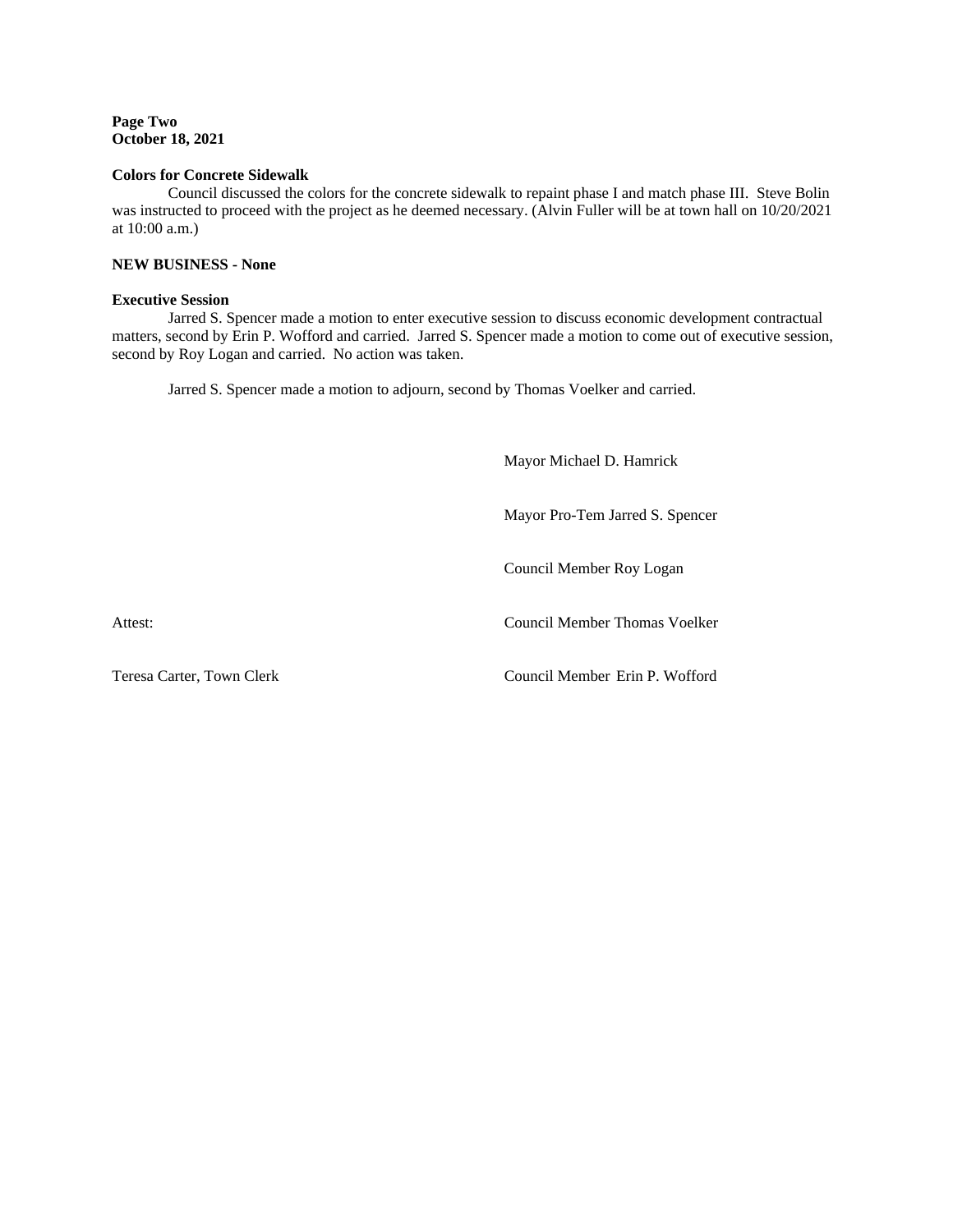**Page Two**
**October 18, 2021**

**Colors for Concrete Sidewalk**

Council discussed the colors for the concrete sidewalk to repaint phase I and match phase III. Steve Bolin was instructed to proceed with the project as he deemed necessary. (Alvin Fuller will be at town hall on 10/20/2021 at 10:00 a.m.)

**NEW BUSINESS - None**

**Executive Session**

Jarred S. Spencer made a motion to enter executive session to discuss economic development contractual matters, second by Erin P. Wofford and carried. Jarred S. Spencer made a motion to come out of executive session, second by Roy Logan and carried. No action was taken.

Jarred S. Spencer made a motion to adjourn, second by Thomas Voelker and carried.

Mayor Michael D. Hamrick

Mayor Pro-Tem Jarred S. Spencer

Council Member Roy Logan

Attest:

Council Member Thomas Voelker

Teresa Carter, Town Clerk

Council Member Erin P. Wofford